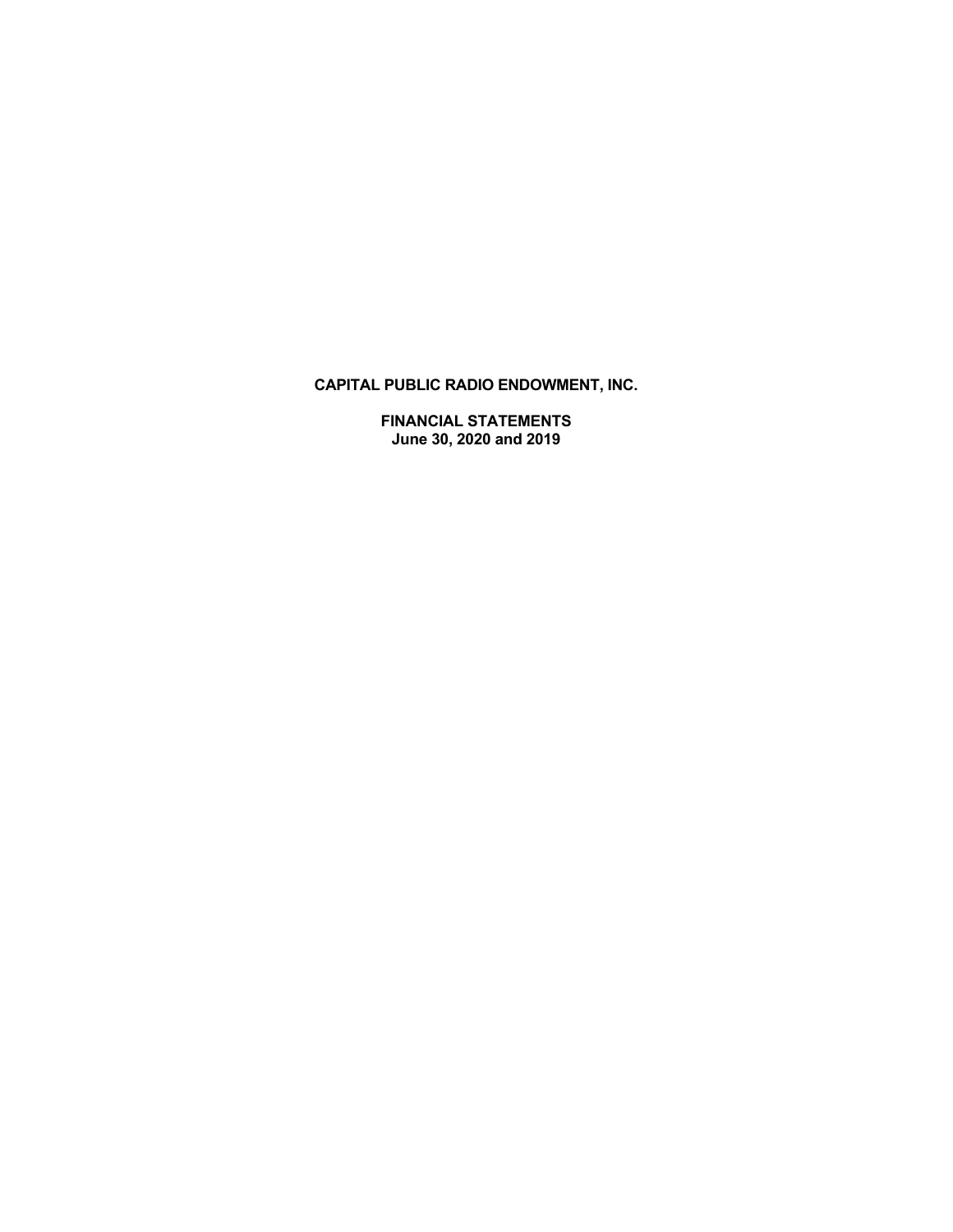# CAPITAL PUBLIC RADIO ENDOWMENT, INC.

## FINANCIAL STATEMENTS
**June 30, 2020 and 2019**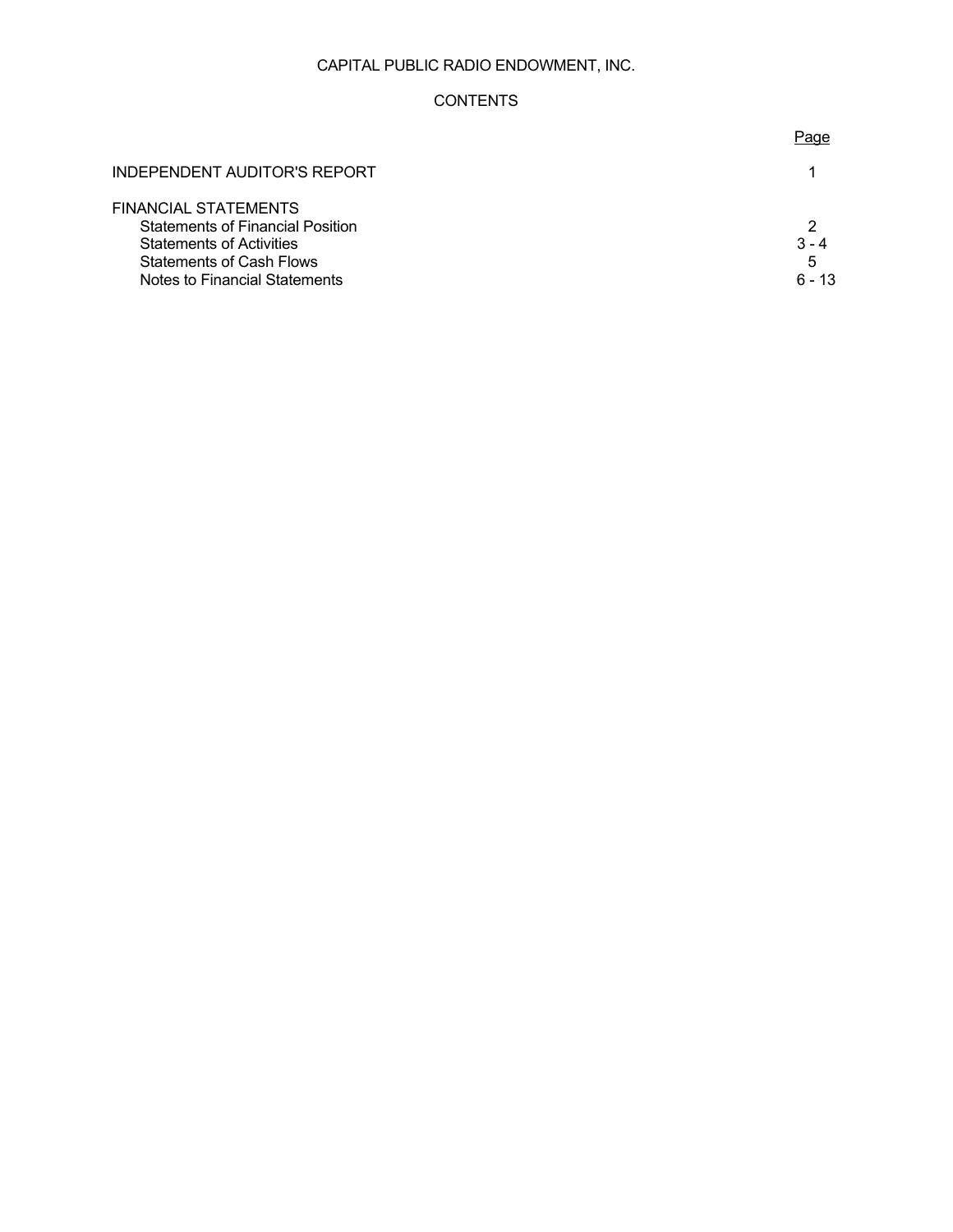CAPITAL PUBLIC RADIO ENDOWMENT, INC.

CONTENTS

| | Page |
|---|---|
| INDEPENDENT AUDITOR'S REPORT | 1 |
| FINANCIAL STATEMENTS | |
| Statements of Financial Position | 2 |
| Statements of Activities | 3 - 4 |
| Statements of Cash Flows | 5 |
| Notes to Financial Statements | 6 - 13 |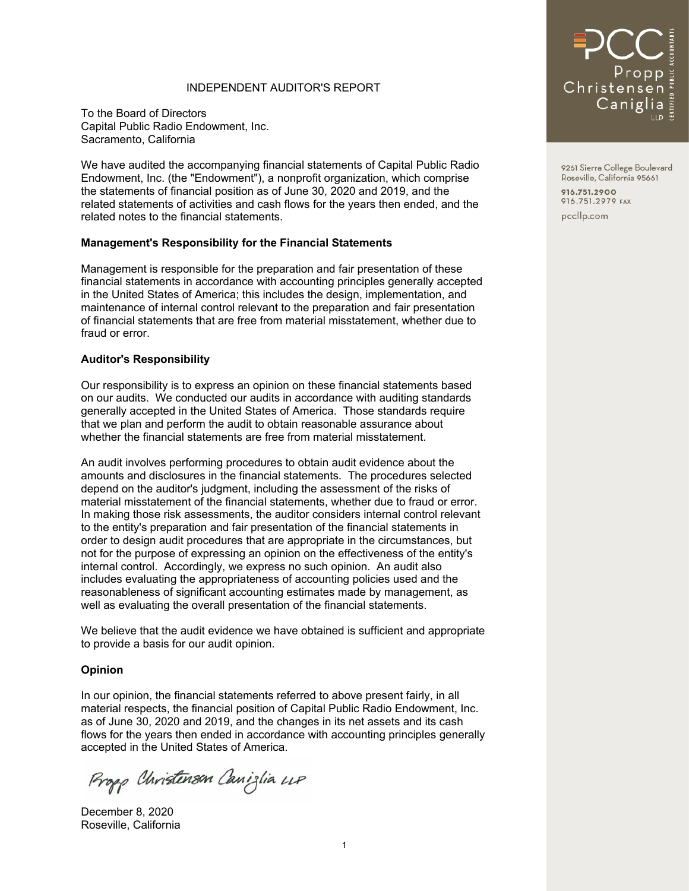INDEPENDENT AUDITOR'S REPORT

To the Board of Directors
Capital Public Radio Endowment, Inc.
Sacramento, California

We have audited the accompanying financial statements of Capital Public Radio Endowment, Inc. (the "Endowment"), a nonprofit organization, which comprise the statements of financial position as of June 30, 2020 and 2019, and the related statements of activities and cash flows for the years then ended, and the related notes to the financial statements.

**Management's Responsibility for the Financial Statements**

Management is responsible for the preparation and fair presentation of these financial statements in accordance with accounting principles generally accepted in the United States of America; this includes the design, implementation, and maintenance of internal control relevant to the preparation and fair presentation of financial statements that are free from material misstatement, whether due to fraud or error.

**Auditor's Responsibility**

Our responsibility is to express an opinion on these financial statements based on our audits. We conducted our audits in accordance with auditing standards generally accepted in the United States of America. Those standards require that we plan and perform the audit to obtain reasonable assurance about whether the financial statements are free from material misstatement.

An audit involves performing procedures to obtain audit evidence about the amounts and disclosures in the financial statements. The procedures selected depend on the auditor's judgment, including the assessment of the risks of material misstatement of the financial statements, whether due to fraud or error. In making those risk assessments, the auditor considers internal control relevant to the entity's preparation and fair presentation of the financial statements in order to design audit procedures that are appropriate in the circumstances, but not for the purpose of expressing an opinion on the effectiveness of the entity's internal control. Accordingly, we express no such opinion. An audit also includes evaluating the appropriateness of accounting policies used and the reasonableness of significant accounting estimates made by management, as well as evaluating the overall presentation of the financial statements.

We believe that the audit evidence we have obtained is sufficient and appropriate to provide a basis for our audit opinion.

**Opinion**

In our opinion, the financial statements referred to above present fairly, in all material respects, the financial position of Capital Public Radio Endowment, Inc. as of June 30, 2020 and 2019, and the changes in its net assets and its cash flows for the years then ended in accordance with accounting principles generally accepted in the United States of America.

Propp Christensen Caniglia LLP

December 8, 2020
Roseville, California

PCC
Propp Christensen Caniglia LLP
CERTIFIED PUBLIC ACCOUNTANTS

9261 Sierra College Boulevard
Roseville, California 95661
916.751.2900
916.751.2979 FAX
pccllp.com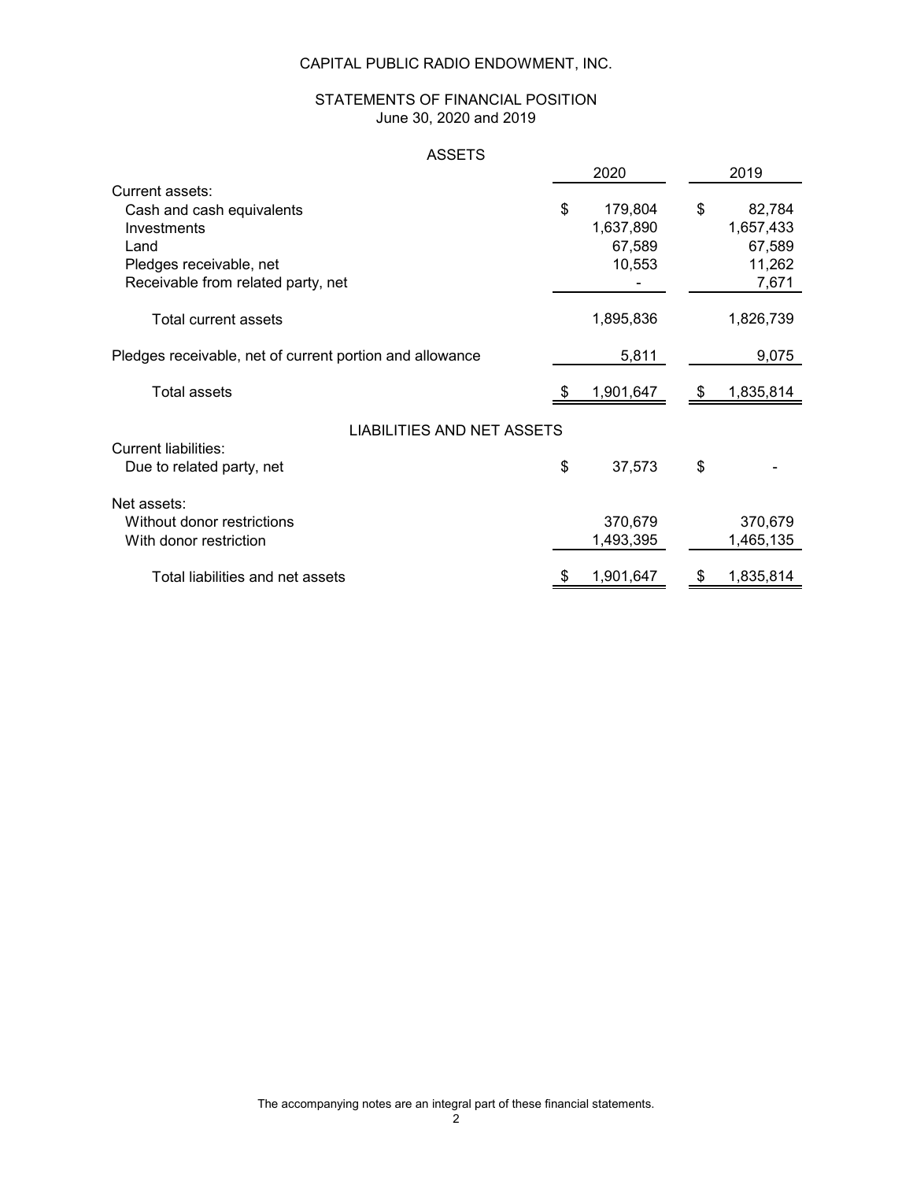# CAPITAL PUBLIC RADIO ENDOWMENT, INC.

## STATEMENTS OF FINANCIAL POSITION
June 30, 2020 and 2019

### ASSETS

| | 2020 | 2019 |
|---|---|---|
| Current assets: | | |
| Cash and cash equivalents | $ 179,804 | $ 82,784 |
| Investments | 1,637,890 | 1,657,433 |
| Land | 67,589 | 67,589 |
| Pledges receivable, net | 10,553 | 11,262 |
| Receivable from related party, net | - | 7,671 |
| Total current assets | 1,895,836 | 1,826,739 |
| Pledges receivable, net of current portion and allowance | 5,811 | 9,075 |
| Total assets | $ 1,901,647 | $ 1,835,814 |

### LIABILITIES AND NET ASSETS

| | 2020 | 2019 |
|---|---|---|
| Current liabilities: | | |
| Due to related party, net | $ 37,573 | $ - |
| Net assets: | | |
| Without donor restrictions | 370,679 | 370,679 |
| With donor restriction | 1,493,395 | 1,465,135 |
| Total liabilities and net assets | $ 1,901,647 | $ 1,835,814 |

The accompanying notes are an integral part of these financial statements.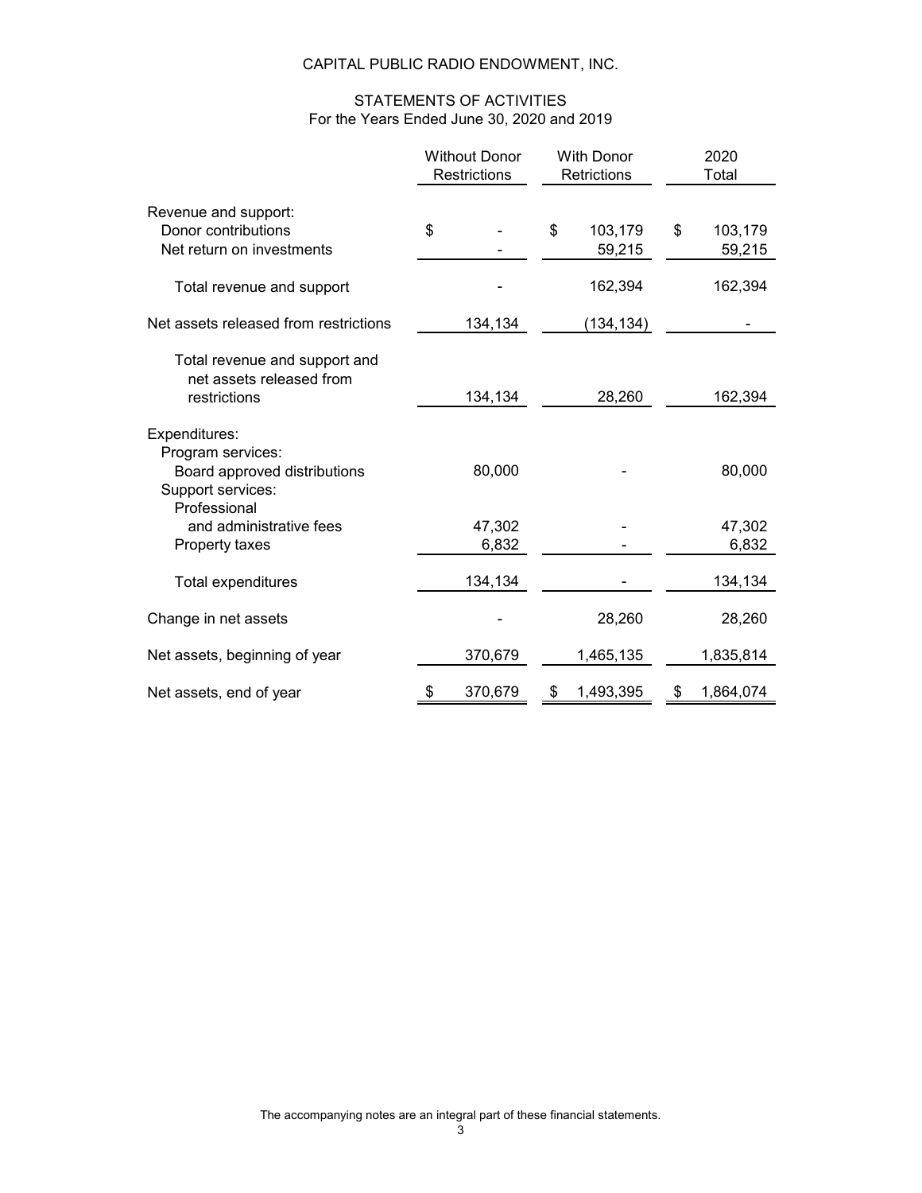# CAPITAL PUBLIC RADIO ENDOWMENT, INC.

## STATEMENTS OF ACTIVITIES
For the Years Ended June 30, 2020 and 2019

| | Without Donor Restrictions | With Donor Retrictions | 2020 Total |
|---|---|---|---|
| Revenue and support: | | | |
| Donor contributions | $ - | $ 103,179 | $ 103,179 |
| Net return on investments | - | 59,215 | 59,215 |
| Total revenue and support | - | 162,394 | 162,394 |
| Net assets released from restrictions | 134,134 | (134,134) | - |
| Total revenue and support and net assets released from restrictions | 134,134 | 28,260 | 162,394 |
| Expenditures: | | | |
| Program services: | | | |
| Board approved distributions | 80,000 | - | 80,000 |
| Support services: | | | |
| Professional and administrative fees | 47,302 | - | 47,302 |
| Property taxes | 6,832 | - | 6,832 |
| Total expenditures | 134,134 | - | 134,134 |
| Change in net assets | - | 28,260 | 28,260 |
| Net assets, beginning of year | 370,679 | 1,465,135 | 1,835,814 |
| Net assets, end of year | $ 370,679 | $ 1,493,395 | $ 1,864,074 |

The accompanying notes are an integral part of these financial statements.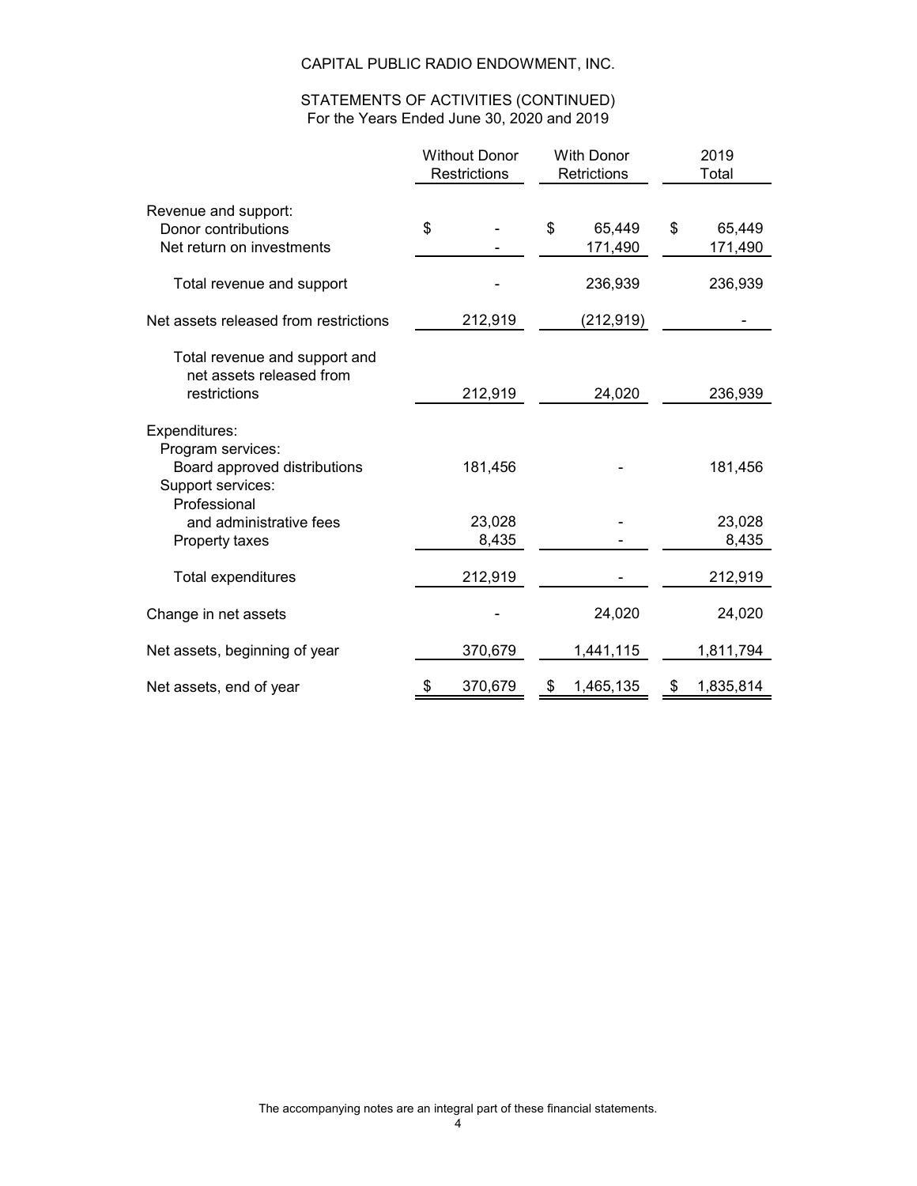# CAPITAL PUBLIC RADIO ENDOWMENT, INC.

## STATEMENTS OF ACTIVITIES (CONTINUED)
For the Years Ended June 30, 2020 and 2019

| | Without Donor Restrictions | With Donor Retrictions | 2019 Total |
|---|---|---|---|
| Revenue and support: | | | |
| Donor contributions | $ - | $ 65,449 | $ 65,449 |
| Net return on investments | - | 171,490 | 171,490 |
| Total revenue and support | - | 236,939 | 236,939 |
| Net assets released from restrictions | 212,919 | (212,919) | - |
| Total revenue and support and net assets released from restrictions | 212,919 | 24,020 | 236,939 |
| Expenditures: | | | |
| Program services: | | | |
| Board approved distributions | 181,456 | - | 181,456 |
| Support services: | | | |
| Professional and administrative fees | 23,028 | - | 23,028 |
| Property taxes | 8,435 | - | 8,435 |
| Total expenditures | 212,919 | - | 212,919 |
| Change in net assets | - | 24,020 | 24,020 |
| Net assets, beginning of year | 370,679 | 1,441,115 | 1,811,794 |
| Net assets, end of year | $ 370,679 | $ 1,465,135 | $ 1,835,814 |

The accompanying notes are an integral part of these financial statements.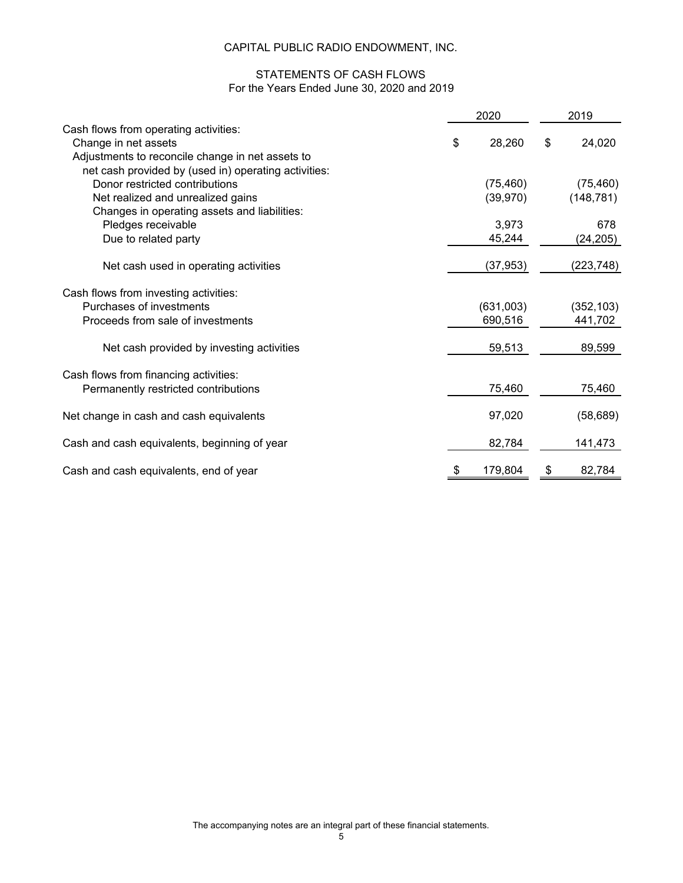# CAPITAL PUBLIC RADIO ENDOWMENT, INC.

## STATEMENTS OF CASH FLOWS

For the Years Ended June 30, 2020 and 2019

| | 2020 | 2019 |
|---|---|---|
| Cash flows from operating activities: | | |
| Change in net assets | $ 28,260 | $ 24,020 |
| Adjustments to reconcile change in net assets to net cash provided by (used in) operating activities: | | |
| Donor restricted contributions | (75,460) | (75,460) |
| Net realized and unrealized gains | (39,970) | (148,781) |
| Changes in operating assets and liabilities: | | |
| Pledges receivable | 3,973 | 678 |
| Due to related party | 45,244 | (24,205) |
| Net cash used in operating activities | (37,953) | (223,748) |
| Cash flows from investing activities: | | |
| Purchases of investments | (631,003) | (352,103) |
| Proceeds from sale of investments | 690,516 | 441,702 |
| Net cash provided by investing activities | 59,513 | 89,599 |
| Cash flows from financing activities: | | |
| Permanently restricted contributions | 75,460 | 75,460 |
| Net change in cash and cash equivalents | 97,020 | (58,689) |
| Cash and cash equivalents, beginning of year | 82,784 | 141,473 |
| Cash and cash equivalents, end of year | $ 179,804 | $ 82,784 |

The accompanying notes are an integral part of these financial statements.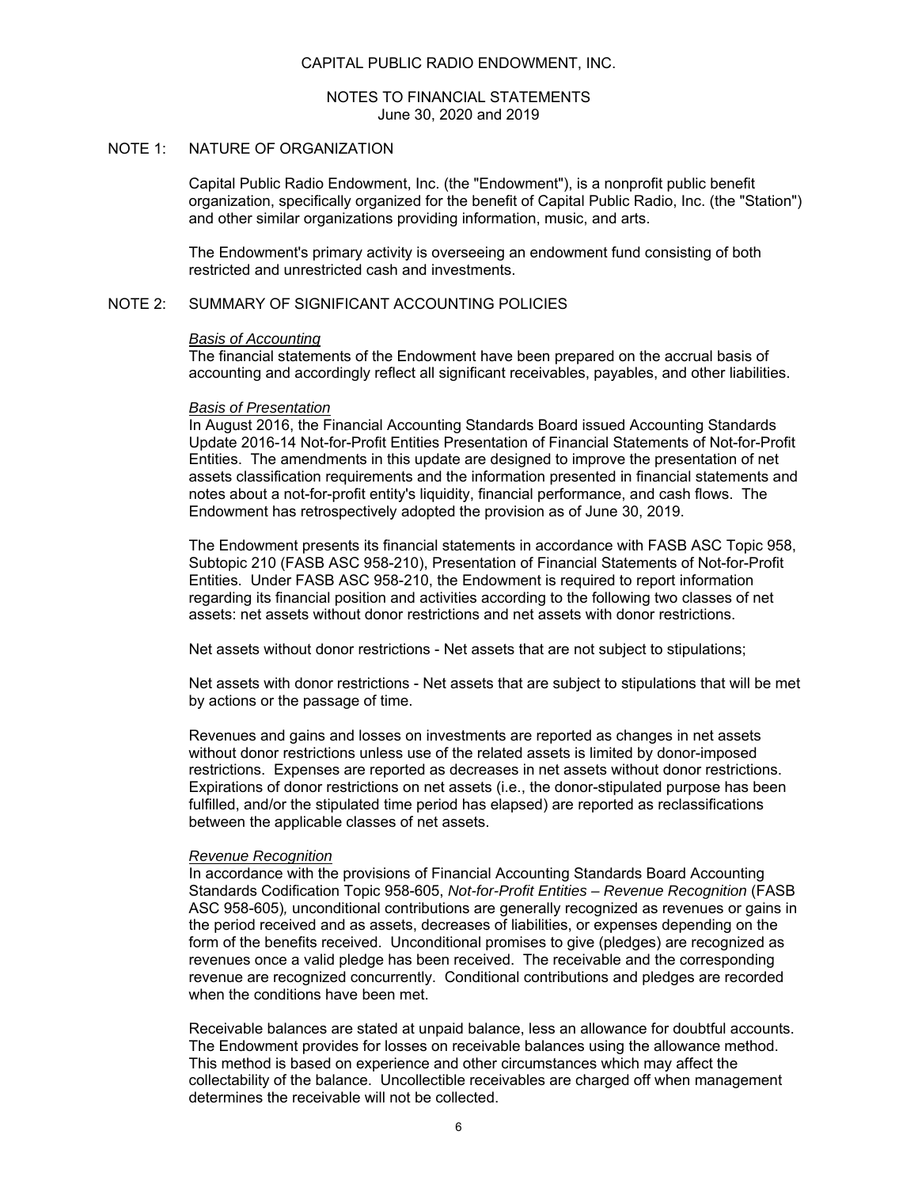CAPITAL PUBLIC RADIO ENDOWMENT, INC.

NOTES TO FINANCIAL STATEMENTS
June 30, 2020 and 2019

## NOTE 1: NATURE OF ORGANIZATION

Capital Public Radio Endowment, Inc. (the "Endowment"), is a nonprofit public benefit organization, specifically organized for the benefit of Capital Public Radio, Inc. (the "Station") and other similar organizations providing information, music, and arts.

The Endowment's primary activity is overseeing an endowment fund consisting of both restricted and unrestricted cash and investments.

## NOTE 2: SUMMARY OF SIGNIFICANT ACCOUNTING POLICIES

*Basis of Accounting*
The financial statements of the Endowment have been prepared on the accrual basis of accounting and accordingly reflect all significant receivables, payables, and other liabilities.

*Basis of Presentation*
In August 2016, the Financial Accounting Standards Board issued Accounting Standards Update 2016-14 Not-for-Profit Entities Presentation of Financial Statements of Not-for-Profit Entities. The amendments in this update are designed to improve the presentation of net assets classification requirements and the information presented in financial statements and notes about a not-for-profit entity's liquidity, financial performance, and cash flows. The Endowment has retrospectively adopted the provision as of June 30, 2019.

The Endowment presents its financial statements in accordance with FASB ASC Topic 958, Subtopic 210 (FASB ASC 958-210), Presentation of Financial Statements of Not-for-Profit Entities. Under FASB ASC 958-210, the Endowment is required to report information regarding its financial position and activities according to the following two classes of net assets: net assets without donor restrictions and net assets with donor restrictions.

Net assets without donor restrictions - Net assets that are not subject to stipulations;

Net assets with donor restrictions - Net assets that are subject to stipulations that will be met by actions or the passage of time.

Revenues and gains and losses on investments are reported as changes in net assets without donor restrictions unless use of the related assets is limited by donor-imposed restrictions. Expenses are reported as decreases in net assets without donor restrictions. Expirations of donor restrictions on net assets (i.e., the donor-stipulated purpose has been fulfilled, and/or the stipulated time period has elapsed) are reported as reclassifications between the applicable classes of net assets.

*Revenue Recognition*
In accordance with the provisions of Financial Accounting Standards Board Accounting Standards Codification Topic 958-605, *Not-for-Profit Entities – Revenue Recognition* (FASB ASC 958-605), unconditional contributions are generally recognized as revenues or gains in the period received and as assets, decreases of liabilities, or expenses depending on the form of the benefits received. Unconditional promises to give (pledges) are recognized as revenues once a valid pledge has been received. The receivable and the corresponding revenue are recognized concurrently. Conditional contributions and pledges are recorded when the conditions have been met.

Receivable balances are stated at unpaid balance, less an allowance for doubtful accounts. The Endowment provides for losses on receivable balances using the allowance method. This method is based on experience and other circumstances which may affect the collectability of the balance. Uncollectible receivables are charged off when management determines the receivable will not be collected.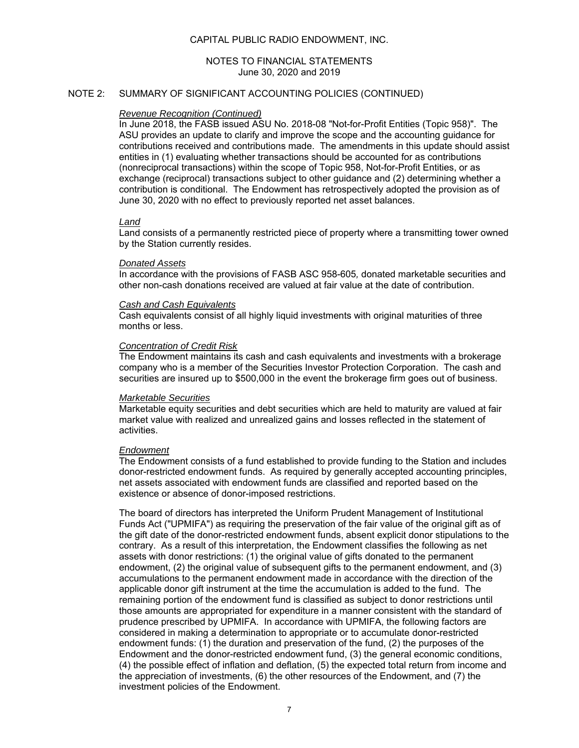# CAPITAL PUBLIC RADIO ENDOWMENT, INC.

NOTES TO FINANCIAL STATEMENTS
June 30, 2020 and 2019

## NOTE 2: SUMMARY OF SIGNIFICANT ACCOUNTING POLICIES (CONTINUED)

*Revenue Recognition (Continued)*

In June 2018, the FASB issued ASU No. 2018-08 "Not-for-Profit Entities (Topic 958)". The ASU provides an update to clarify and improve the scope and the accounting guidance for contributions received and contributions made. The amendments in this update should assist entities in (1) evaluating whether transactions should be accounted for as contributions (nonreciprocal transactions) within the scope of Topic 958, Not-for-Profit Entities, or as exchange (reciprocal) transactions subject to other guidance and (2) determining whether a contribution is conditional. The Endowment has retrospectively adopted the provision as of June 30, 2020 with no effect to previously reported net asset balances.

*Land*

Land consists of a permanently restricted piece of property where a transmitting tower owned by the Station currently resides.

*Donated Assets*

In accordance with the provisions of FASB ASC 958-605, donated marketable securities and other non-cash donations received are valued at fair value at the date of contribution.

*Cash and Cash Equivalents*

Cash equivalents consist of all highly liquid investments with original maturities of three months or less.

*Concentration of Credit Risk*

The Endowment maintains its cash and cash equivalents and investments with a brokerage company who is a member of the Securities Investor Protection Corporation. The cash and securities are insured up to $500,000 in the event the brokerage firm goes out of business.

*Marketable Securities*

Marketable equity securities and debt securities which are held to maturity are valued at fair market value with realized and unrealized gains and losses reflected in the statement of activities.

*Endowment*

The Endowment consists of a fund established to provide funding to the Station and includes donor-restricted endowment funds. As required by generally accepted accounting principles, net assets associated with endowment funds are classified and reported based on the existence or absence of donor-imposed restrictions.

The board of directors has interpreted the Uniform Prudent Management of Institutional Funds Act ("UPMIFA") as requiring the preservation of the fair value of the original gift as of the gift date of the donor-restricted endowment funds, absent explicit donor stipulations to the contrary. As a result of this interpretation, the Endowment classifies the following as net assets with donor restrictions: (1) the original value of gifts donated to the permanent endowment, (2) the original value of subsequent gifts to the permanent endowment, and (3) accumulations to the permanent endowment made in accordance with the direction of the applicable donor gift instrument at the time the accumulation is added to the fund. The remaining portion of the endowment fund is classified as subject to donor restrictions until those amounts are appropriated for expenditure in a manner consistent with the standard of prudence prescribed by UPMIFA. In accordance with UPMIFA, the following factors are considered in making a determination to appropriate or to accumulate donor-restricted endowment funds: (1) the duration and preservation of the fund, (2) the purposes of the Endowment and the donor-restricted endowment fund, (3) the general economic conditions, (4) the possible effect of inflation and deflation, (5) the expected total return from income and the appreciation of investments, (6) the other resources of the Endowment, and (7) the investment policies of the Endowment.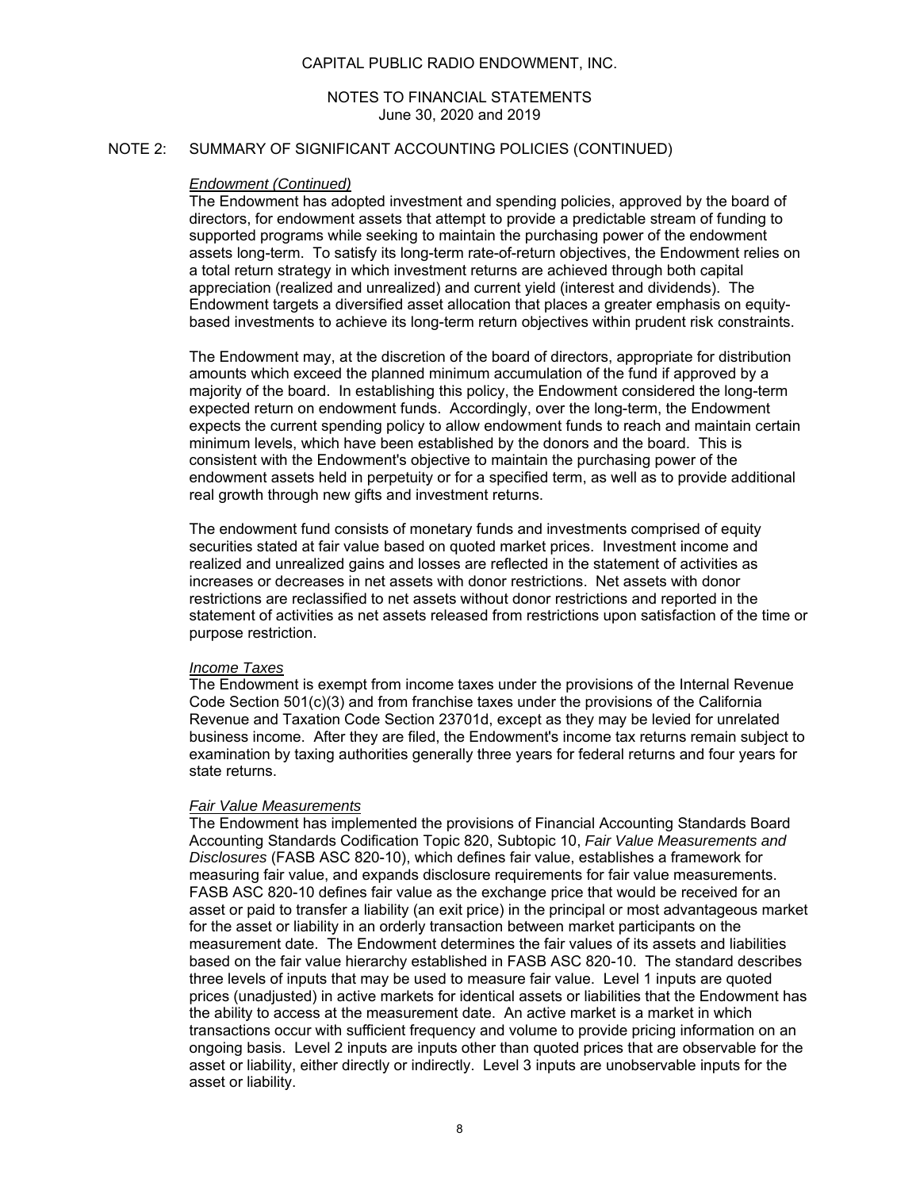CAPITAL PUBLIC RADIO ENDOWMENT, INC.

NOTES TO FINANCIAL STATEMENTS
June 30, 2020 and 2019

## NOTE 2: SUMMARY OF SIGNIFICANT ACCOUNTING POLICIES (CONTINUED)

### *Endowment (Continued)*

The Endowment has adopted investment and spending policies, approved by the board of directors, for endowment assets that attempt to provide a predictable stream of funding to supported programs while seeking to maintain the purchasing power of the endowment assets long-term. To satisfy its long-term rate-of-return objectives, the Endowment relies on a total return strategy in which investment returns are achieved through both capital appreciation (realized and unrealized) and current yield (interest and dividends). The Endowment targets a diversified asset allocation that places a greater emphasis on equity-based investments to achieve its long-term return objectives within prudent risk constraints.

The Endowment may, at the discretion of the board of directors, appropriate for distribution amounts which exceed the planned minimum accumulation of the fund if approved by a majority of the board. In establishing this policy, the Endowment considered the long-term expected return on endowment funds. Accordingly, over the long-term, the Endowment expects the current spending policy to allow endowment funds to reach and maintain certain minimum levels, which have been established by the donors and the board. This is consistent with the Endowment's objective to maintain the purchasing power of the endowment assets held in perpetuity or for a specified term, as well as to provide additional real growth through new gifts and investment returns.

The endowment fund consists of monetary funds and investments comprised of equity securities stated at fair value based on quoted market prices. Investment income and realized and unrealized gains and losses are reflected in the statement of activities as increases or decreases in net assets with donor restrictions. Net assets with donor restrictions are reclassified to net assets without donor restrictions and reported in the statement of activities as net assets released from restrictions upon satisfaction of the time or purpose restriction.

### *Income Taxes*

The Endowment is exempt from income taxes under the provisions of the Internal Revenue Code Section 501(c)(3) and from franchise taxes under the provisions of the California Revenue and Taxation Code Section 23701d, except as they may be levied for unrelated business income. After they are filed, the Endowment's income tax returns remain subject to examination by taxing authorities generally three years for federal returns and four years for state returns.

### *Fair Value Measurements*

The Endowment has implemented the provisions of Financial Accounting Standards Board Accounting Standards Codification Topic 820, Subtopic 10, *Fair Value Measurements and Disclosures* (FASB ASC 820-10), which defines fair value, establishes a framework for measuring fair value, and expands disclosure requirements for fair value measurements. FASB ASC 820-10 defines fair value as the exchange price that would be received for an asset or paid to transfer a liability (an exit price) in the principal or most advantageous market for the asset or liability in an orderly transaction between market participants on the measurement date. The Endowment determines the fair values of its assets and liabilities based on the fair value hierarchy established in FASB ASC 820-10. The standard describes three levels of inputs that may be used to measure fair value. Level 1 inputs are quoted prices (unadjusted) in active markets for identical assets or liabilities that the Endowment has the ability to access at the measurement date. An active market is a market in which transactions occur with sufficient frequency and volume to provide pricing information on an ongoing basis. Level 2 inputs are inputs other than quoted prices that are observable for the asset or liability, either directly or indirectly. Level 3 inputs are unobservable inputs for the asset or liability.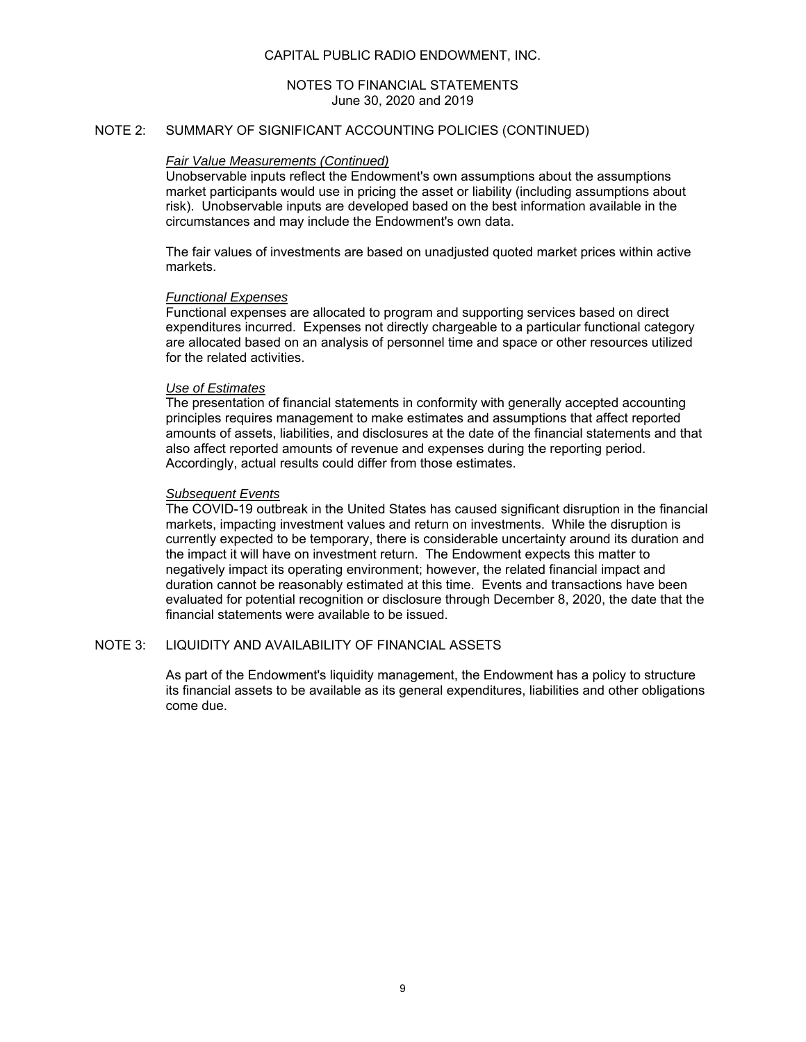## NOTE 2: SUMMARY OF SIGNIFICANT ACCOUNTING POLICIES (CONTINUED)

*Fair Value Measurements (Continued)*

Unobservable inputs reflect the Endowment's own assumptions about the assumptions market participants would use in pricing the asset or liability (including assumptions about risk). Unobservable inputs are developed based on the best information available in the circumstances and may include the Endowment's own data.

The fair values of investments are based on unadjusted quoted market prices within active markets.

*Functional Expenses*

Functional expenses are allocated to program and supporting services based on direct expenditures incurred. Expenses not directly chargeable to a particular functional category are allocated based on an analysis of personnel time and space or other resources utilized for the related activities.

*Use of Estimates*

The presentation of financial statements in conformity with generally accepted accounting principles requires management to make estimates and assumptions that affect reported amounts of assets, liabilities, and disclosures at the date of the financial statements and that also affect reported amounts of revenue and expenses during the reporting period. Accordingly, actual results could differ from those estimates.

*Subsequent Events*

The COVID-19 outbreak in the United States has caused significant disruption in the financial markets, impacting investment values and return on investments. While the disruption is currently expected to be temporary, there is considerable uncertainty around its duration and the impact it will have on investment return. The Endowment expects this matter to negatively impact its operating environment; however, the related financial impact and duration cannot be reasonably estimated at this time. Events and transactions have been evaluated for potential recognition or disclosure through December 8, 2020, the date that the financial statements were available to be issued.

## NOTE 3: LIQUIDITY AND AVAILABILITY OF FINANCIAL ASSETS

As part of the Endowment's liquidity management, the Endowment has a policy to structure its financial assets to be available as its general expenditures, liabilities and other obligations come due.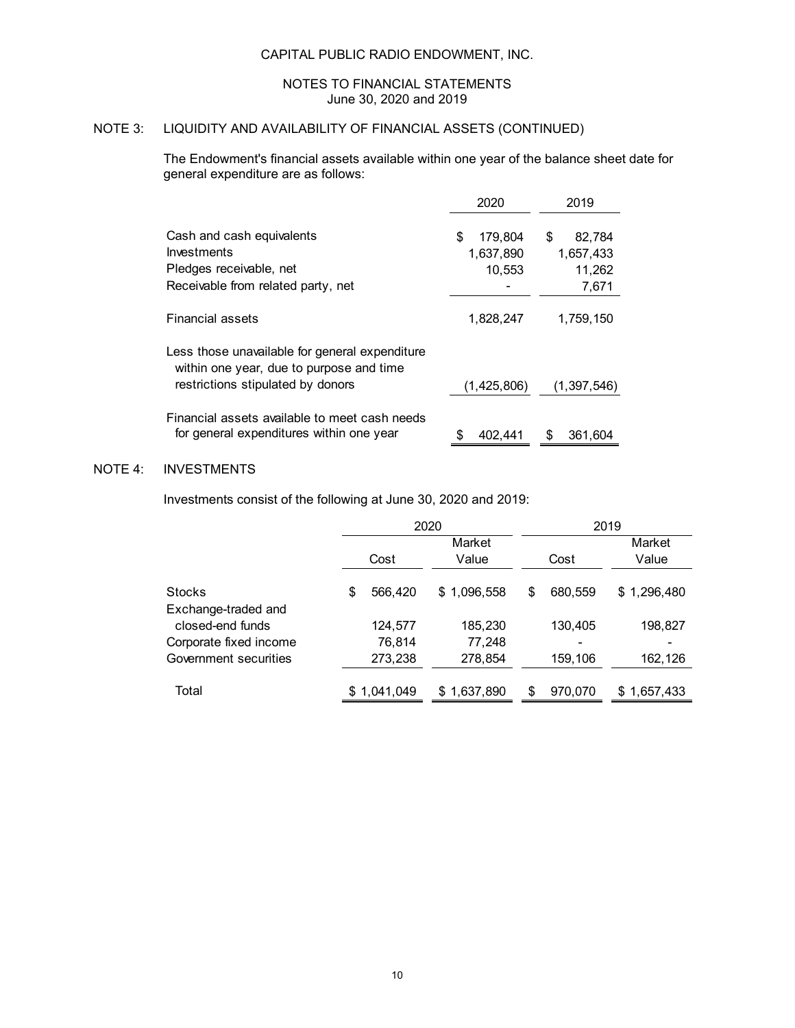# CAPITAL PUBLIC RADIO ENDOWMENT, INC.

## NOTES TO FINANCIAL STATEMENTS
June 30, 2020 and 2019

## NOTE 3: LIQUIDITY AND AVAILABILITY OF FINANCIAL ASSETS (CONTINUED)

The Endowment's financial assets available within one year of the balance sheet date for general expenditure are as follows:

| | 2020 | 2019 |
|---|---|---|
| Cash and cash equivalents | $ 179,804 | $ 82,784 |
| Investments | 1,637,890 | 1,657,433 |
| Pledges receivable, net | 10,553 | 11,262 |
| Receivable from related party, net | - | 7,671 |
| Financial assets | 1,828,247 | 1,759,150 |
| Less those unavailable for general expenditure within one year, due to purpose and time restrictions stipulated by donors | (1,425,806) | (1,397,546) |
| Financial assets available to meet cash needs for general expenditures within one year | $ 402,441 | $ 361,604 |

## NOTE 4: INVESTMENTS

Investments consist of the following at June 30, 2020 and 2019:

| | 2020 | | 2019 | |
|---|---|---|---|---|
| | Cost | Market Value | Cost | Market Value |
| Stocks | $ 566,420 | $ 1,096,558 | $ 680,559 | $ 1,296,480 |
| Exchange-traded and closed-end funds | 124,577 | 185,230 | 130,405 | 198,827 |
| Corporate fixed income | 76,814 | 77,248 | - | - |
| Government securities | 273,238 | 278,854 | 159,106 | 162,126 |
| Total | $ 1,041,049 | $ 1,637,890 | $ 970,070 | $ 1,657,433 |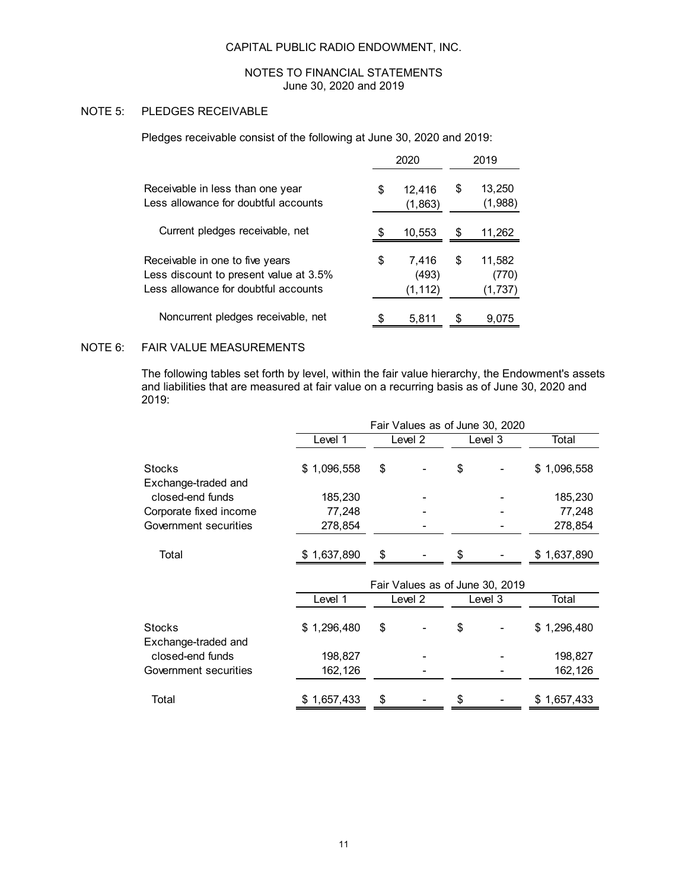CAPITAL PUBLIC RADIO ENDOWMENT, INC.

NOTES TO FINANCIAL STATEMENTS
June 30, 2020 and 2019

## NOTE 5: PLEDGES RECEIVABLE

Pledges receivable consist of the following at June 30, 2020 and 2019:

| | 2020 | 2019 |
|---|---|---|
| Receivable in less than one year | $ 12,416 | $ 13,250 |
| Less allowance for doubtful accounts | (1,863) | (1,988) |
| Current pledges receivable, net | $ 10,553 | $ 11,262 |
| Receivable in one to five years | $ 7,416 | $ 11,582 |
| Less discount to present value at 3.5% | (493) | (770) |
| Less allowance for doubtful accounts | (1,112) | (1,737) |
| Noncurrent pledges receivable, net | $ 5,811 | $ 9,075 |

## NOTE 6: FAIR VALUE MEASUREMENTS

The following tables set forth by level, within the fair value hierarchy, the Endowment's assets and liabilities that are measured at fair value on a recurring basis as of June 30, 2020 and 2019:

| | Fair Values as of June 30, 2020 | | | |
|---|---|---|---|---|
| | Level 1 | Level 2 | Level 3 | Total |
| Stocks | $ 1,096,558 | $ - | $ - | $ 1,096,558 |
| Exchange-traded and closed-end funds | 185,230 | - | - | 185,230 |
| Corporate fixed income | 77,248 | - | - | 77,248 |
| Government securities | 278,854 | - | - | 278,854 |
| Total | $ 1,637,890 | $ - | $ - | $ 1,637,890 |

| | Fair Values as of June 30, 2019 | | | |
|---|---|---|---|---|
| | Level 1 | Level 2 | Level 3 | Total |
| Stocks | $ 1,296,480 | $ - | $ - | $ 1,296,480 |
| Exchange-traded and closed-end funds | 198,827 | - | - | 198,827 |
| Government securities | 162,126 | - | - | 162,126 |
| Total | $ 1,657,433 | $ - | $ - | $ 1,657,433 |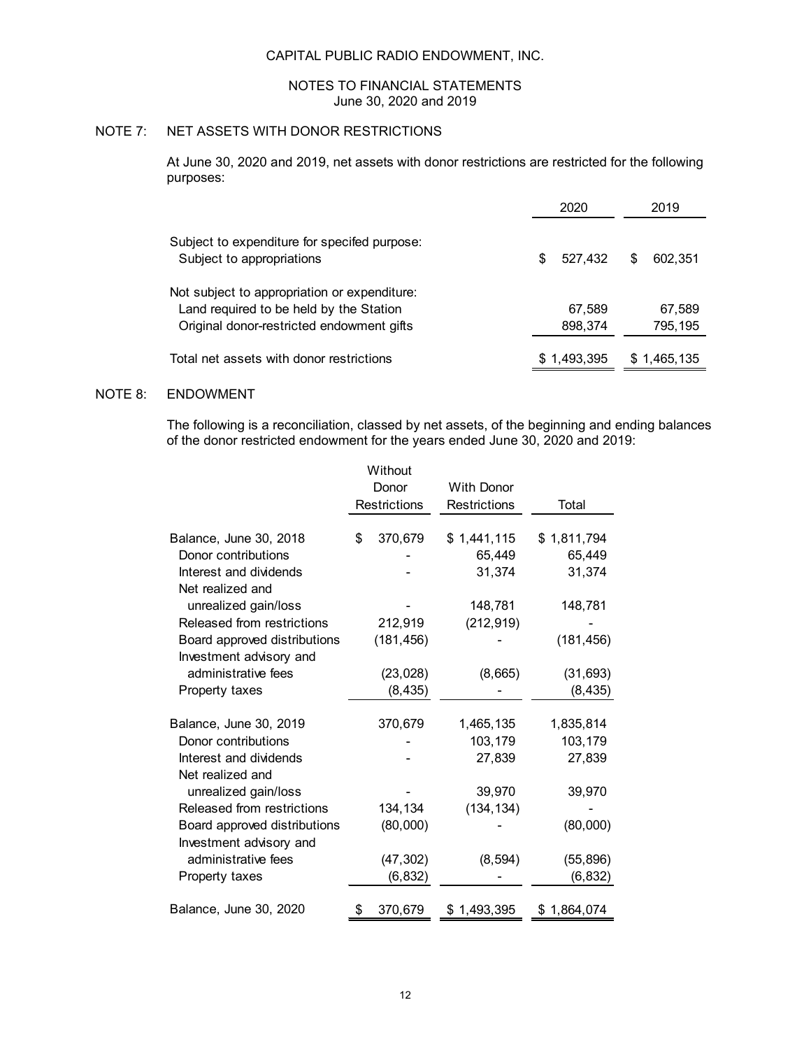CAPITAL PUBLIC RADIO ENDOWMENT, INC.

NOTES TO FINANCIAL STATEMENTS
June 30, 2020 and 2019

## NOTE 7: NET ASSETS WITH DONOR RESTRICTIONS

At June 30, 2020 and 2019, net assets with donor restrictions are restricted for the following purposes:

| | 2020 | 2019 |
|---|---|---|
| Subject to expenditure for specifed purpose: | | |
| Subject to appropriations | $ 527,432 | $ 602,351 |
| Not subject to appropriation or expenditure: | | |
| Land required to be held by the Station | 67,589 | 67,589 |
| Original donor-restricted endowment gifts | 898,374 | 795,195 |
| Total net assets with donor restrictions | $ 1,493,395 | $ 1,465,135 |

## NOTE 8: ENDOWMENT

The following is a reconciliation, classed by net assets, of the beginning and ending balances of the donor restricted endowment for the years ended June 30, 2020 and 2019:

| | Without Donor Restrictions | With Donor Restrictions | Total |
|---|---|---|---|
| Balance, June 30, 2018 | $ 370,679 | $ 1,441,115 | $ 1,811,794 |
| Donor contributions | - | 65,449 | 65,449 |
| Interest and dividends | - | 31,374 | 31,374 |
| Net realized and unrealized gain/loss | - | 148,781 | 148,781 |
| Released from restrictions | 212,919 | (212,919) | - |
| Board approved distributions | (181,456) | - | (181,456) |
| Investment advisory and administrative fees | (23,028) | (8,665) | (31,693) |
| Property taxes | (8,435) | - | (8,435) |
| Balance, June 30, 2019 | 370,679 | 1,465,135 | 1,835,814 |
| Donor contributions | - | 103,179 | 103,179 |
| Interest and dividends | - | 27,839 | 27,839 |
| Net realized and unrealized gain/loss | - | 39,970 | 39,970 |
| Released from restrictions | 134,134 | (134,134) | - |
| Board approved distributions | (80,000) | - | (80,000) |
| Investment advisory and administrative fees | (47,302) | (8,594) | (55,896) |
| Property taxes | (6,832) | - | (6,832) |
| Balance, June 30, 2020 | $ 370,679 | $ 1,493,395 | $ 1,864,074 |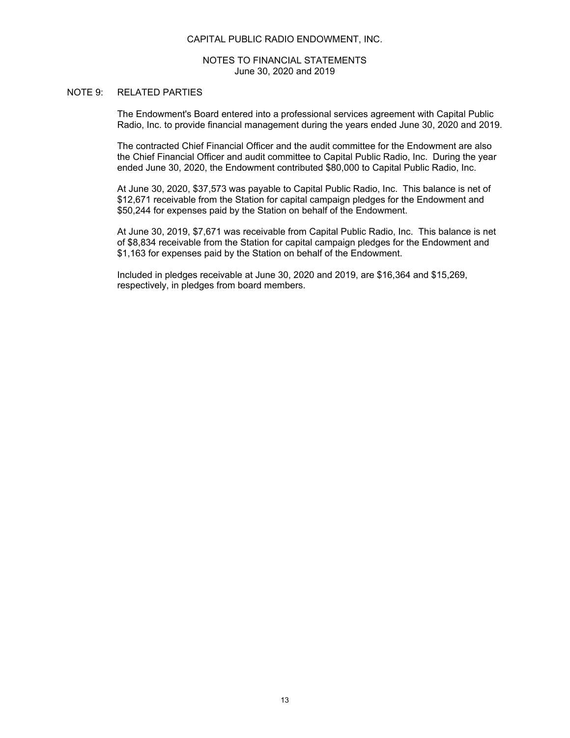CAPITAL PUBLIC RADIO ENDOWMENT, INC.

NOTES TO FINANCIAL STATEMENTS
June 30, 2020 and 2019

## NOTE 9: RELATED PARTIES

The Endowment's Board entered into a professional services agreement with Capital Public Radio, Inc. to provide financial management during the years ended June 30, 2020 and 2019.

The contracted Chief Financial Officer and the audit committee for the Endowment are also the Chief Financial Officer and audit committee to Capital Public Radio, Inc. During the year ended June 30, 2020, the Endowment contributed $80,000 to Capital Public Radio, Inc.

At June 30, 2020, $37,573 was payable to Capital Public Radio, Inc. This balance is net of $12,671 receivable from the Station for capital campaign pledges for the Endowment and $50,244 for expenses paid by the Station on behalf of the Endowment.

At June 30, 2019, $7,671 was receivable from Capital Public Radio, Inc. This balance is net of $8,834 receivable from the Station for capital campaign pledges for the Endowment and $1,163 for expenses paid by the Station on behalf of the Endowment.

Included in pledges receivable at June 30, 2020 and 2019, are $16,364 and $15,269, respectively, in pledges from board members.